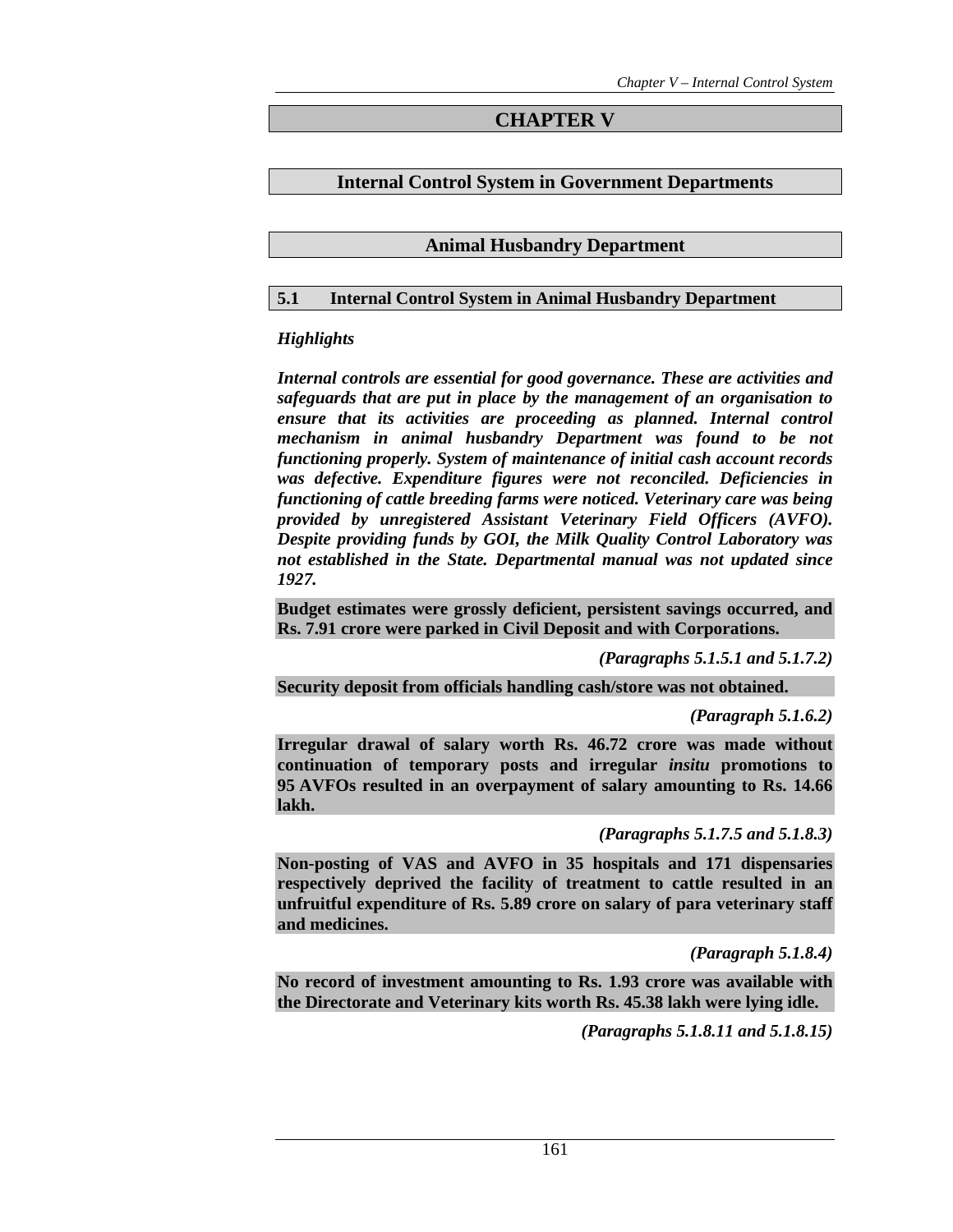# CHAPTER V

## Internal Control System in Government Departments

## Animal Husbandry Department

### 5.1 Internal Control System in Animal Husbandry Department

*Highlights*

***Internal controls are essential for good governance. These are activities and safeguards that are put in place by the management of an organisation to ensure that its activities are proceeding as planned. Internal control mechanism in animal husbandry Department was found to be not functioning properly. System of maintenance of initial cash account records was defective. Expenditure figures were not reconciled. Deficiencies in functioning of cattle breeding farms were noticed. Veterinary care was being provided by unregistered Assistant Veterinary Field Officers (AVFO). Despite providing funds by GOI, the Milk Quality Control Laboratory was not established in the State. Departmental manual was not updated since 1927.***

**Budget estimates were grossly deficient, persistent savings occurred, and Rs. 7.91 crore were parked in Civil Deposit and with Corporations.**

***(Paragraphs 5.1.5.1 and 5.1.7.2)***

**Security deposit from officials handling cash/store was not obtained.**

***(Paragraph 5.1.6.2)***

**Irregular drawal of salary worth Rs. 46.72 crore was made without continuation of temporary posts and irregular *insitu* promotions to 95 AVFOs resulted in an overpayment of salary amounting to Rs. 14.66 lakh.**

***(Paragraphs 5.1.7.5 and 5.1.8.3)***

**Non-posting of VAS and AVFO in 35 hospitals and 171 dispensaries respectively deprived the facility of treatment to cattle resulted in an unfruitful expenditure of Rs. 5.89 crore on salary of para veterinary staff and medicines.**

***(Paragraph 5.1.8.4)***

**No record of investment amounting to Rs. 1.93 crore was available with the Directorate and Veterinary kits worth Rs. 45.38 lakh were lying idle.**

***(Paragraphs 5.1.8.11 and 5.1.8.15)***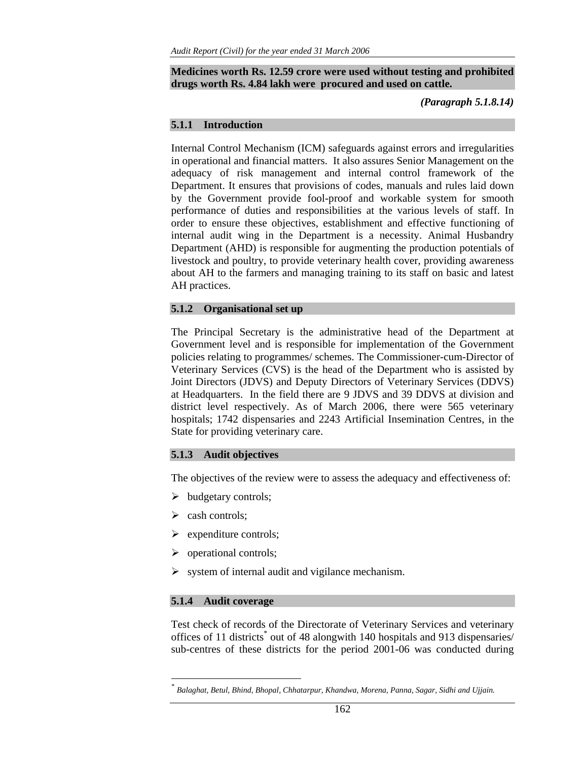**Medicines worth Rs. 12.59 crore were used without testing and prohibited drugs worth Rs. 4.84 lakh were procured and used on cattle.**

***(Paragraph 5.1.8.14)***

### 5.1.1 Introduction

Internal Control Mechanism (ICM) safeguards against errors and irregularities in operational and financial matters. It also assures Senior Management on the adequacy of risk management and internal control framework of the Department. It ensures that provisions of codes, manuals and rules laid down by the Government provide fool-proof and workable system for smooth performance of duties and responsibilities at the various levels of staff. In order to ensure these objectives, establishment and effective functioning of internal audit wing in the Department is a necessity. Animal Husbandry Department (AHD) is responsible for augmenting the production potentials of livestock and poultry, to provide veterinary health cover, providing awareness about AH to the farmers and managing training to its staff on basic and latest AH practices.

### 5.1.2 Organisational set up

The Principal Secretary is the administrative head of the Department at Government level and is responsible for implementation of the Government policies relating to programmes/ schemes. The Commissioner-cum-Director of Veterinary Services (CVS) is the head of the Department who is assisted by Joint Directors (JDVS) and Deputy Directors of Veterinary Services (DDVS) at Headquarters. In the field there are 9 JDVS and 39 DDVS at division and district level respectively. As of March 2006, there were 565 veterinary hospitals; 1742 dispensaries and 2243 Artificial Insemination Centres, in the State for providing veterinary care.

### 5.1.3 Audit objectives

The objectives of the review were to assess the adequacy and effectiveness of:

- budgetary controls;
- cash controls;
- expenditure controls;
- operational controls;
- system of internal audit and vigilance mechanism.

### 5.1.4 Audit coverage

Test check of records of the Directorate of Veterinary Services and veterinary offices of 11 districts* out of 48 alongwith 140 hospitals and 913 dispensaries/ sub-centres of these districts for the period 2001-06 was conducted during

---

* *Balaghat, Betul, Bhind, Bhopal, Chhatarpur, Khandwa, Morena, Panna, Sagar, Sidhi and Ujjain.*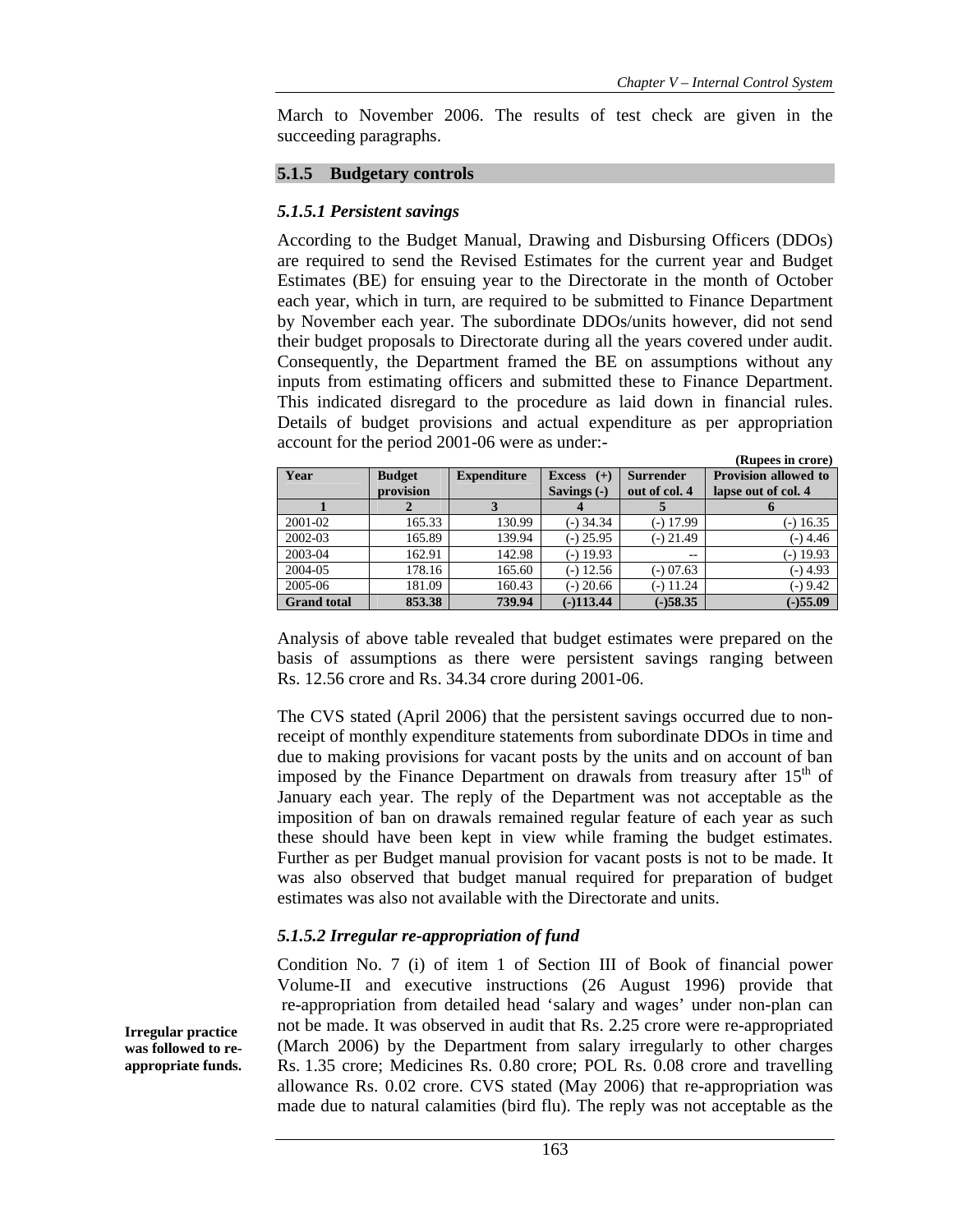March to November 2006. The results of test check are given in the succeeding paragraphs.

## 5.1.5 Budgetary controls

### *5.1.5.1 Persistent savings*

According to the Budget Manual, Drawing and Disbursing Officers (DDOs) are required to send the Revised Estimates for the current year and Budget Estimates (BE) for ensuing year to the Directorate in the month of October each year, which in turn, are required to be submitted to Finance Department by November each year. The subordinate DDOs/units however, did not send their budget proposals to Directorate during all the years covered under audit. Consequently, the Department framed the BE on assumptions without any inputs from estimating officers and submitted these to Finance Department. This indicated disregard to the procedure as laid down in financial rules. Details of budget provisions and actual expenditure as per appropriation account for the period 2001-06 were as under:-

**(Rupees in crore)**

| Year | Budget provision | Expenditure | Excess (+) Savings (-) | Surrender out of col. 4 | Provision allowed to lapse out of col. 4 |
|---|---|---|---|---|---|
| 1 | 2 | 3 | 4 | 5 | 6 |
| 2001-02 | 165.33 | 130.99 | (-) 34.34 | (-) 17.99 | (-) 16.35 |
| 2002-03 | 165.89 | 139.94 | (-) 25.95 | (-) 21.49 | (-) 4.46 |
| 2003-04 | 162.91 | 142.98 | (-) 19.93 | -- | (-) 19.93 |
| 2004-05 | 178.16 | 165.60 | (-) 12.56 | (-) 07.63 | (-) 4.93 |
| 2005-06 | 181.09 | 160.43 | (-) 20.66 | (-) 11.24 | (-) 9.42 |
| **Grand total** | **853.38** | **739.94** | **(-)113.44** | **(-)58.35** | **(-)55.09** |

Analysis of above table revealed that budget estimates were prepared on the basis of assumptions as there were persistent savings ranging between Rs. 12.56 crore and Rs. 34.34 crore during 2001-06.

The CVS stated (April 2006) that the persistent savings occurred due to non-receipt of monthly expenditure statements from subordinate DDOs in time and due to making provisions for vacant posts by the units and on account of ban imposed by the Finance Department on drawals from treasury after 15th of January each year. The reply of the Department was not acceptable as the imposition of ban on drawals remained regular feature of each year as such these should have been kept in view while framing the budget estimates. Further as per Budget manual provision for vacant posts is not to be made. It was also observed that budget manual required for preparation of budget estimates was also not available with the Directorate and units.

### *5.1.5.2 Irregular re-appropriation of fund*

**Irregular practice was followed to re-appropriate funds.**

Condition No. 7 (i) of item 1 of Section III of Book of financial power Volume-II and executive instructions (26 August 1996) provide that re-appropriation from detailed head 'salary and wages' under non-plan can not be made. It was observed in audit that Rs. 2.25 crore were re-appropriated (March 2006) by the Department from salary irregularly to other charges Rs. 1.35 crore; Medicines Rs. 0.80 crore; POL Rs. 0.08 crore and travelling allowance Rs. 0.02 crore. CVS stated (May 2006) that re-appropriation was made due to natural calamities (bird flu). The reply was not acceptable as the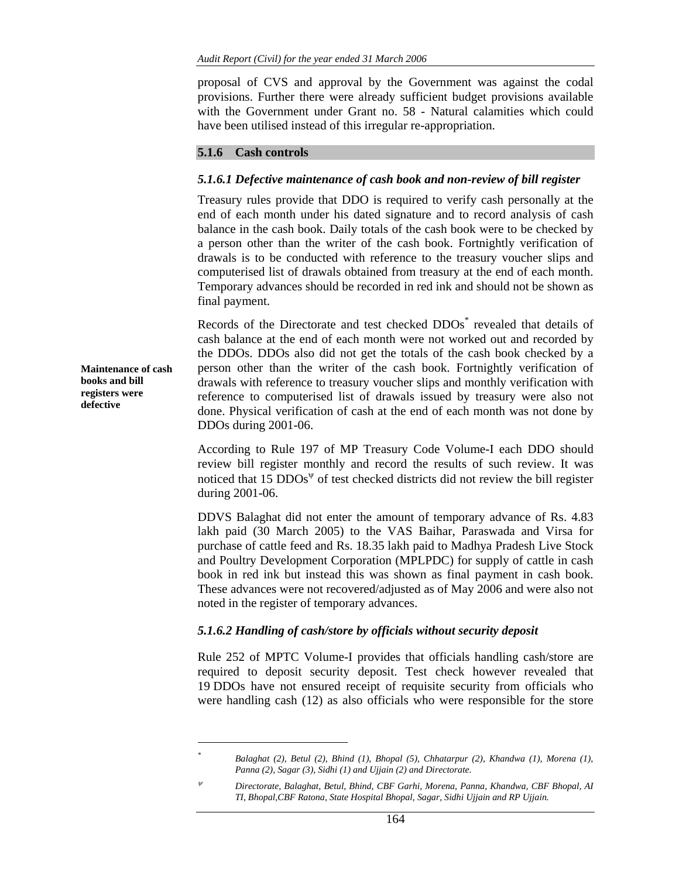proposal of CVS and approval by the Government was against the codal provisions. Further there were already sufficient budget provisions available with the Government under Grant no. 58 - Natural calamities which could have been utilised instead of this irregular re-appropriation.

### 5.1.6 Cash controls

#### *5.1.6.1 Defective maintenance of cash book and non-review of bill register*

Treasury rules provide that DDO is required to verify cash personally at the end of each month under his dated signature and to record analysis of cash balance in the cash book. Daily totals of the cash book were to be checked by a person other than the writer of the cash book. Fortnightly verification of drawals is to be conducted with reference to the treasury voucher slips and computerised list of drawals obtained from treasury at the end of each month. Temporary advances should be recorded in red ink and should not be shown as final payment.

**Maintenance of cash books and bill registers were defective**

Records of the Directorate and test checked DDOs[*] revealed that details of cash balance at the end of each month were not worked out and recorded by the DDOs. DDOs also did not get the totals of the cash book checked by a person other than the writer of the cash book. Fortnightly verification of drawals with reference to treasury voucher slips and monthly verification with reference to computerised list of drawals issued by treasury were also not done. Physical verification of cash at the end of each month was not done by DDOs during 2001-06.

According to Rule 197 of MP Treasury Code Volume-I each DDO should review bill register monthly and record the results of such review. It was noticed that 15 DDOs[ψ] of test checked districts did not review the bill register during 2001-06.

DDVS Balaghat did not enter the amount of temporary advance of Rs. 4.83 lakh paid (30 March 2005) to the VAS Baihar, Paraswada and Virsa for purchase of cattle feed and Rs. 18.35 lakh paid to Madhya Pradesh Live Stock and Poultry Development Corporation (MPLPDC) for supply of cattle in cash book in red ink but instead this was shown as final payment in cash book. These advances were not recovered/adjusted as of May 2006 and were also not noted in the register of temporary advances.

#### *5.1.6.2 Handling of cash/store by officials without security deposit*

Rule 252 of MPTC Volume-I provides that officials handling cash/store are required to deposit security deposit. Test check however revealed that 19 DDOs have not ensured receipt of requisite security from officials who were handling cash (12) as also officials who were responsible for the store

---

[*] *Balaghat (2), Betul (2), Bhind (1), Bhopal (5), Chhatarpur (2), Khandwa (1), Morena (1), Panna (2), Sagar (3), Sidhi (1) and Ujjain (2) and Directorate.*

[ψ] *Directorate, Balaghat, Betul, Bhind, CBF Garhi, Morena, Panna, Khandwa, CBF Bhopal, AI TI, Bhopal,CBF Ratona, State Hospital Bhopal, Sagar, Sidhi Ujjain and RP Ujjain.*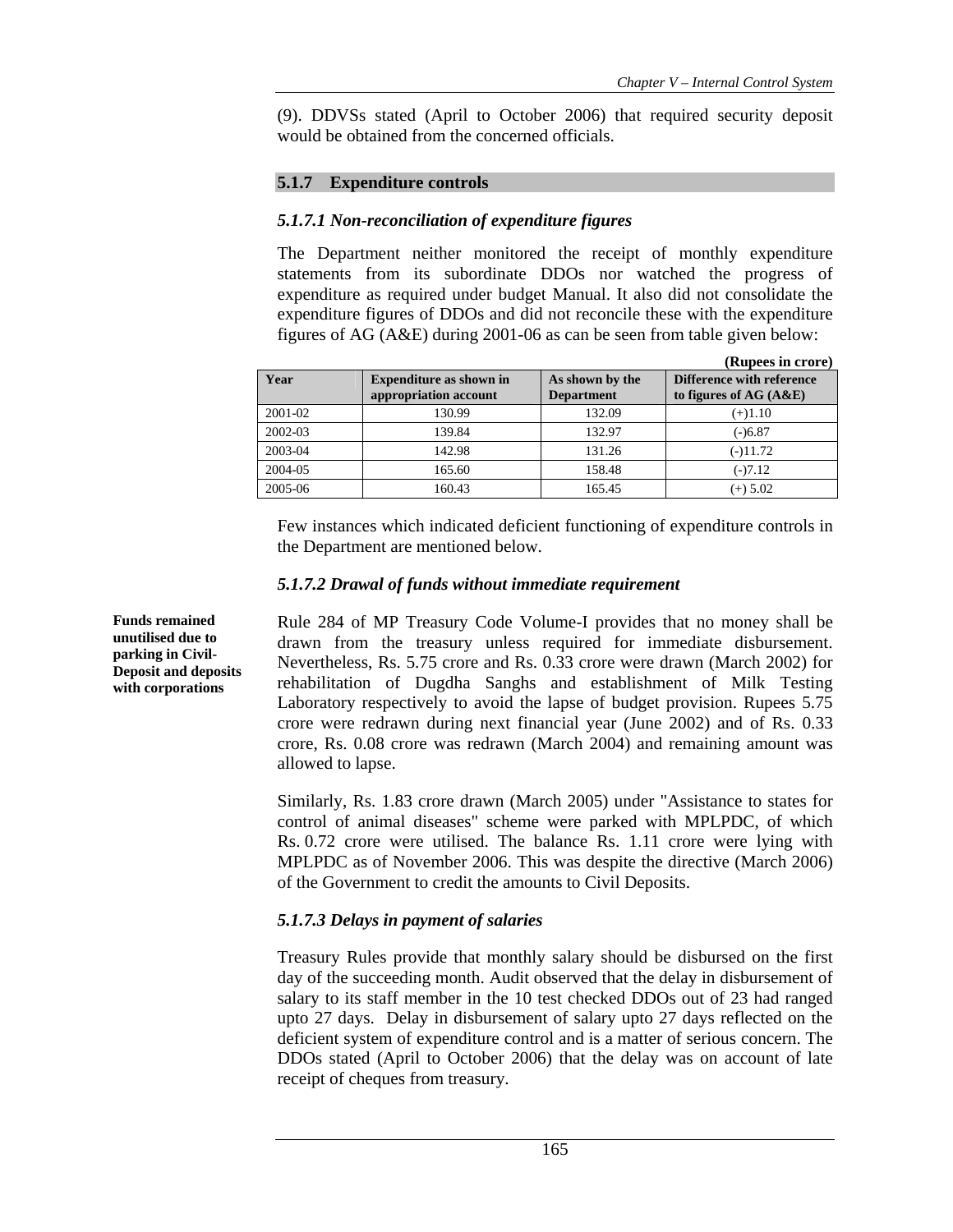(9). DDVSs stated (April to October 2006) that required security deposit would be obtained from the concerned officials.

### 5.1.7 Expenditure controls

#### *5.1.7.1 Non-reconciliation of expenditure figures*

The Department neither monitored the receipt of monthly expenditure statements from its subordinate DDOs nor watched the progress of expenditure as required under budget Manual. It also did not consolidate the expenditure figures of DDOs and did not reconcile these with the expenditure figures of AG (A&E) during 2001-06 as can be seen from table given below:

**(Rupees in crore)**

| Year | Expenditure as shown in appropriation account | As shown by the Department | Difference with reference to figures of AG (A&E) |
|---|---|---|---|
| 2001-02 | 130.99 | 132.09 | (+)1.10 |
| 2002-03 | 139.84 | 132.97 | (-)6.87 |
| 2003-04 | 142.98 | 131.26 | (-)11.72 |
| 2004-05 | 165.60 | 158.48 | (-)7.12 |
| 2005-06 | 160.43 | 165.45 | (+) 5.02 |

Few instances which indicated deficient functioning of expenditure controls in the Department are mentioned below.

#### *5.1.7.2 Drawal of funds without immediate requirement*

**Funds remained unutilised due to parking in Civil-Deposit and deposits with corporations**

Rule 284 of MP Treasury Code Volume-I provides that no money shall be drawn from the treasury unless required for immediate disbursement. Nevertheless, Rs. 5.75 crore and Rs. 0.33 crore were drawn (March 2002) for rehabilitation of Dugdha Sanghs and establishment of Milk Testing Laboratory respectively to avoid the lapse of budget provision. Rupees 5.75 crore were redrawn during next financial year (June 2002) and of Rs. 0.33 crore, Rs. 0.08 crore was redrawn (March 2004) and remaining amount was allowed to lapse.

Similarly, Rs. 1.83 crore drawn (March 2005) under "Assistance to states for control of animal diseases" scheme were parked with MPLPDC, of which Rs. 0.72 crore were utilised. The balance Rs. 1.11 crore were lying with MPLPDC as of November 2006. This was despite the directive (March 2006) of the Government to credit the amounts to Civil Deposits.

#### *5.1.7.3 Delays in payment of salaries*

Treasury Rules provide that monthly salary should be disbursed on the first day of the succeeding month. Audit observed that the delay in disbursement of salary to its staff member in the 10 test checked DDOs out of 23 had ranged upto 27 days. Delay in disbursement of salary upto 27 days reflected on the deficient system of expenditure control and is a matter of serious concern. The DDOs stated (April to October 2006) that the delay was on account of late receipt of cheques from treasury.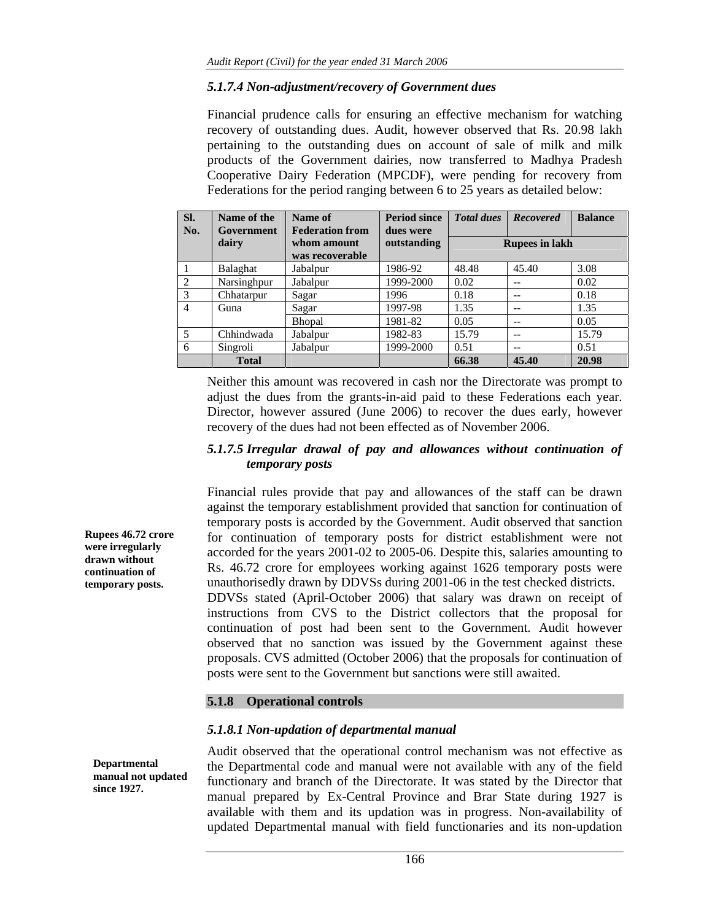### *5.1.7.4 Non-adjustment/recovery of Government dues*

Financial prudence calls for ensuring an effective mechanism for watching recovery of outstanding dues. Audit, however observed that Rs. 20.98 lakh pertaining to the outstanding dues on account of sale of milk and milk products of the Government dairies, now transferred to Madhya Pradesh Cooperative Dairy Federation (MPCDF), were pending for recovery from Federations for the period ranging between 6 to 25 years as detailed below:

| Sl. No. | Name of the Government dairy | Name of Federation from whom amount was recoverable | Period since dues were outstanding | *Total dues* | *Recovered* | Balance |
|---|---|---|---|---|---|---|
| | | | | Rupees in lakh | | |
| 1 | Balaghat | Jabalpur | 1986-92 | 48.48 | 45.40 | 3.08 |
| 2 | Narsinghpur | Jabalpur | 1999-2000 | 0.02 | -- | 0.02 |
| 3 | Chhatarpur | Sagar | 1996 | 0.18 | -- | 0.18 |
| 4 | Guna | Sagar | 1997-98 | 1.35 | -- | 1.35 |
| | | Bhopal | 1981-82 | 0.05 | -- | 0.05 |
| 5 | Chhindwada | Jabalpur | 1982-83 | 15.79 | -- | 15.79 |
| 6 | Singroli | Jabalpur | 1999-2000 | 0.51 | -- | 0.51 |
| | **Total** | | | **66.38** | **45.40** | **20.98** |

Neither this amount was recovered in cash nor the Directorate was prompt to adjust the dues from the grants-in-aid paid to these Federations each year. Director, however assured (June 2006) to recover the dues early, however recovery of the dues had not been effected as of November 2006.

### *5.1.7.5 Irregular drawal of pay and allowances without continuation of temporary posts*

**Rupees 46.72 crore were irregularly drawn without continuation of temporary posts.**

Financial rules provide that pay and allowances of the staff can be drawn against the temporary establishment provided that sanction for continuation of temporary posts is accorded by the Government. Audit observed that sanction for continuation of temporary posts for district establishment were not accorded for the years 2001-02 to 2005-06. Despite this, salaries amounting to Rs. 46.72 crore for employees working against 1626 temporary posts were unauthorisedly drawn by DDVSs during 2001-06 in the test checked districts.

DDVSs stated (April-October 2006) that salary was drawn on receipt of instructions from CVS to the District collectors that the proposal for continuation of post had been sent to the Government. Audit however observed that no sanction was issued by the Government against these proposals. CVS admitted (October 2006) that the proposals for continuation of posts were sent to the Government but sanctions were still awaited.

## 5.1.8 Operational controls

### *5.1.8.1 Non-updation of departmental manual*

**Departmental manual not updated since 1927.**

Audit observed that the operational control mechanism was not effective as the Departmental code and manual were not available with any of the field functionary and branch of the Directorate. It was stated by the Director that manual prepared by Ex-Central Province and Brar State during 1927 is available with them and its updation was in progress. Non-availability of updated Departmental manual with field functionaries and its non-updation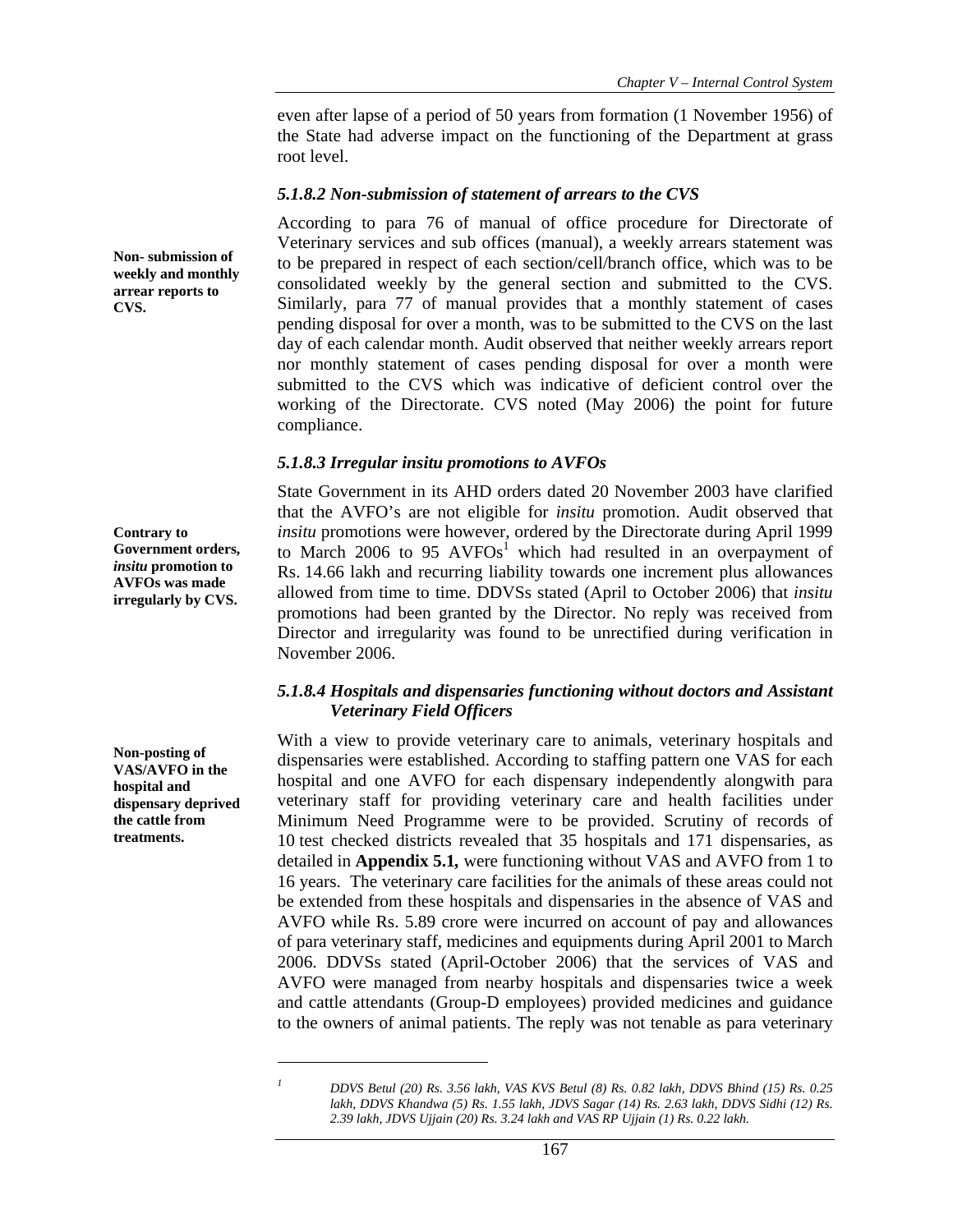even after lapse of a period of 50 years from formation (1 November 1956) of the State had adverse impact on the functioning of the Department at grass root level.

### *5.1.8.2 Non-submission of statement of arrears to the CVS*

**Non- submission of weekly and monthly arrear reports to CVS.**

According to para 76 of manual of office procedure for Directorate of Veterinary services and sub offices (manual), a weekly arrears statement was to be prepared in respect of each section/cell/branch office, which was to be consolidated weekly by the general section and submitted to the CVS. Similarly, para 77 of manual provides that a monthly statement of cases pending disposal for over a month, was to be submitted to the CVS on the last day of each calendar month. Audit observed that neither weekly arrears report nor monthly statement of cases pending disposal for over a month were submitted to the CVS which was indicative of deficient control over the working of the Directorate. CVS noted (May 2006) the point for future compliance.

### *5.1.8.3 Irregular insitu promotions to AVFOs*

**Contrary to Government orders, *insitu* promotion to AVFOs was made irregularly by CVS.**

State Government in its AHD orders dated 20 November 2003 have clarified that the AVFO's are not eligible for *insitu* promotion. Audit observed that *insitu* promotions were however, ordered by the Directorate during April 1999 to March 2006 to 95 AVFOs[1] which had resulted in an overpayment of Rs. 14.66 lakh and recurring liability towards one increment plus allowances allowed from time to time. DDVSs stated (April to October 2006) that *insitu* promotions had been granted by the Director. No reply was received from Director and irregularity was found to be unrectified during verification in November 2006.

### *5.1.8.4 Hospitals and dispensaries functioning without doctors and Assistant Veterinary Field Officers*

**Non-posting of VAS/AVFO in the hospital and dispensary deprived the cattle from treatments.**

With a view to provide veterinary care to animals, veterinary hospitals and dispensaries were established. According to staffing pattern one VAS for each hospital and one AVFO for each dispensary independently alongwith para veterinary staff for providing veterinary care and health facilities under Minimum Need Programme were to be provided. Scrutiny of records of 10 test checked districts revealed that 35 hospitals and 171 dispensaries, as detailed in **Appendix 5.1,** were functioning without VAS and AVFO from 1 to 16 years. The veterinary care facilities for the animals of these areas could not be extended from these hospitals and dispensaries in the absence of VAS and AVFO while Rs. 5.89 crore were incurred on account of pay and allowances of para veterinary staff, medicines and equipments during April 2001 to March 2006. DDVSs stated (April-October 2006) that the services of VAS and AVFO were managed from nearby hospitals and dispensaries twice a week and cattle attendants (Group-D employees) provided medicines and guidance to the owners of animal patients. The reply was not tenable as para veterinary

---

[1] *DDVS Betul (20) Rs. 3.56 lakh, VAS KVS Betul (8) Rs. 0.82 lakh, DDVS Bhind (15) Rs. 0.25 lakh, DDVS Khandwa (5) Rs. 1.55 lakh, JDVS Sagar (14) Rs. 2.63 lakh, DDVS Sidhi (12) Rs. 2.39 lakh, JDVS Ujjain (20) Rs. 3.24 lakh and VAS RP Ujjain (1) Rs. 0.22 lakh.*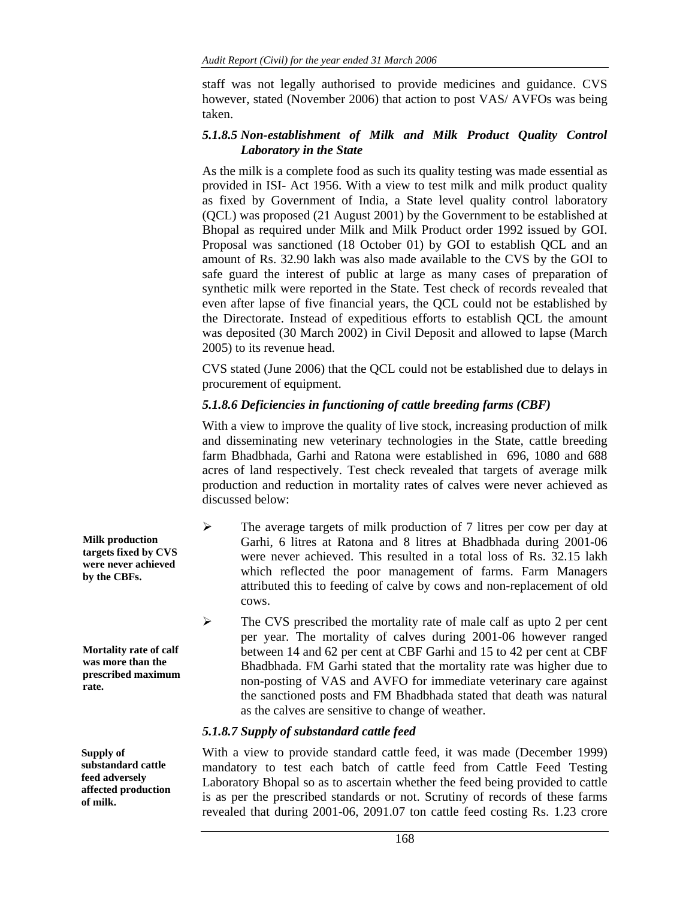staff was not legally authorised to provide medicines and guidance. CVS however, stated (November 2006) that action to post VAS/ AVFOs was being taken.

### *5.1.8.5 Non-establishment of Milk and Milk Product Quality Control Laboratory in the State*

As the milk is a complete food as such its quality testing was made essential as provided in ISI- Act 1956. With a view to test milk and milk product quality as fixed by Government of India, a State level quality control laboratory (QCL) was proposed (21 August 2001) by the Government to be established at Bhopal as required under Milk and Milk Product order 1992 issued by GOI. Proposal was sanctioned (18 October 01) by GOI to establish QCL and an amount of Rs. 32.90 lakh was also made available to the CVS by the GOI to safe guard the interest of public at large as many cases of preparation of synthetic milk were reported in the State. Test check of records revealed that even after lapse of five financial years, the QCL could not be established by the Directorate. Instead of expeditious efforts to establish QCL the amount was deposited (30 March 2002) in Civil Deposit and allowed to lapse (March 2005) to its revenue head.

CVS stated (June 2006) that the QCL could not be established due to delays in procurement of equipment.

### *5.1.8.6 Deficiencies in functioning of cattle breeding farms (CBF)*

With a view to improve the quality of live stock, increasing production of milk and disseminating new veterinary technologies in the State, cattle breeding farm Bhadbhada, Garhi and Ratona were established in 696, 1080 and 688 acres of land respectively. Test check revealed that targets of average milk production and reduction in mortality rates of calves were never achieved as discussed below:

**Milk production targets fixed by CVS were never achieved by the CBFs.**

- The average targets of milk production of 7 litres per cow per day at Garhi, 6 litres at Ratona and 8 litres at Bhadbhada during 2001-06 were never achieved. This resulted in a total loss of Rs. 32.15 lakh which reflected the poor management of farms. Farm Managers attributed this to feeding of calve by cows and non-replacement of old cows.

**Mortality rate of calf was more than the prescribed maximum rate.**

- The CVS prescribed the mortality rate of male calf as upto 2 per cent per year. The mortality of calves during 2001-06 however ranged between 14 and 62 per cent at CBF Garhi and 15 to 42 per cent at CBF Bhadbhada. FM Garhi stated that the mortality rate was higher due to non-posting of VAS and AVFO for immediate veterinary care against the sanctioned posts and FM Bhadbhada stated that death was natural as the calves are sensitive to change of weather.

### *5.1.8.7 Supply of substandard cattle feed*

**Supply of substandard cattle feed adversely affected production of milk.**

With a view to provide standard cattle feed, it was made (December 1999) mandatory to test each batch of cattle feed from Cattle Feed Testing Laboratory Bhopal so as to ascertain whether the feed being provided to cattle is as per the prescribed standards or not. Scrutiny of records of these farms revealed that during 2001-06, 2091.07 ton cattle feed costing Rs. 1.23 crore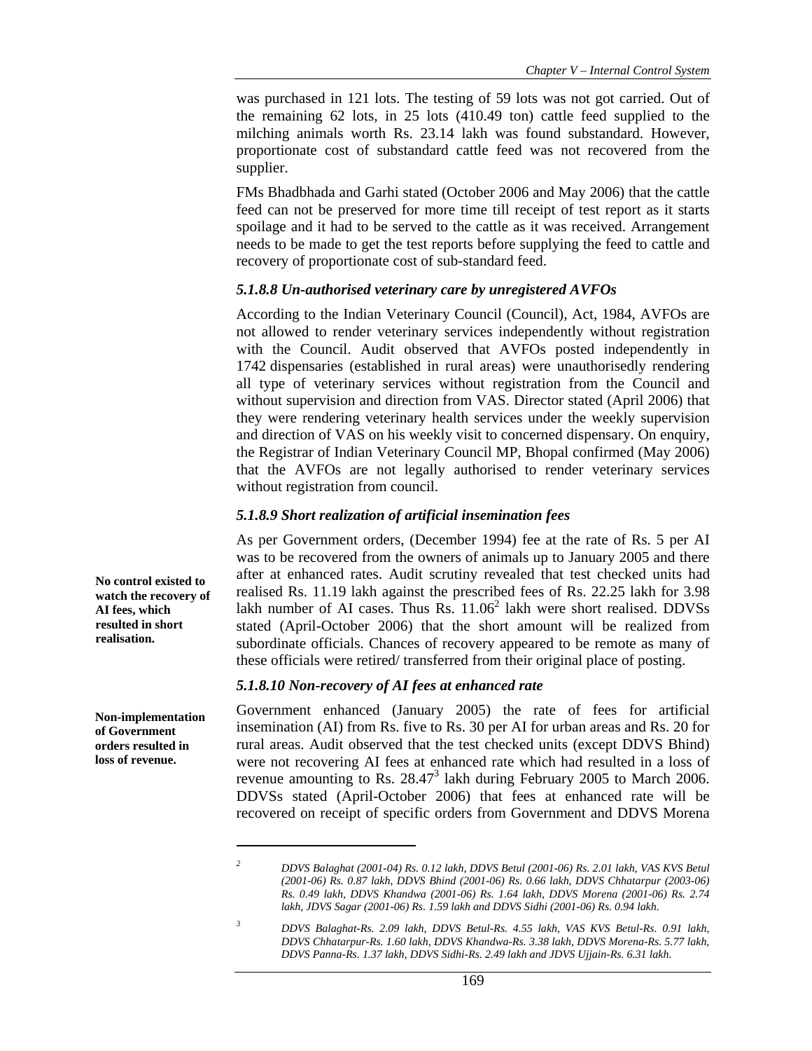was purchased in 121 lots. The testing of 59 lots was not got carried. Out of the remaining 62 lots, in 25 lots (410.49 ton) cattle feed supplied to the milching animals worth Rs. 23.14 lakh was found substandard. However, proportionate cost of substandard cattle feed was not recovered from the supplier.

FMs Bhadbhada and Garhi stated (October 2006 and May 2006) that the cattle feed can not be preserved for more time till receipt of test report as it starts spoilage and it had to be served to the cattle as it was received. Arrangement needs to be made to get the test reports before supplying the feed to cattle and recovery of proportionate cost of sub-standard feed.

### *5.1.8.8 Un-authorised veterinary care by unregistered AVFOs*

According to the Indian Veterinary Council (Council), Act, 1984, AVFOs are not allowed to render veterinary services independently without registration with the Council. Audit observed that AVFOs posted independently in 1742 dispensaries (established in rural areas) were unauthorisedly rendering all type of veterinary services without registration from the Council and without supervision and direction from VAS. Director stated (April 2006) that they were rendering veterinary health services under the weekly supervision and direction of VAS on his weekly visit to concerned dispensary. On enquiry, the Registrar of Indian Veterinary Council MP, Bhopal confirmed (May 2006) that the AVFOs are not legally authorised to render veterinary services without registration from council.

### *5.1.8.9 Short realization of artificial insemination fees*

**No control existed to watch the recovery of AI fees, which resulted in short realisation.**

As per Government orders, (December 1994) fee at the rate of Rs. 5 per AI was to be recovered from the owners of animals up to January 2005 and there after at enhanced rates. Audit scrutiny revealed that test checked units had realised Rs. 11.19 lakh against the prescribed fees of Rs. 22.25 lakh for 3.98 lakh number of AI cases. Thus Rs. 11.06[2] lakh were short realised. DDVSs stated (April-October 2006) that the short amount will be realized from subordinate officials. Chances of recovery appeared to be remote as many of these officials were retired/ transferred from their original place of posting.

### *5.1.8.10 Non-recovery of AI fees at enhanced rate*

**Non-implementation of Government orders resulted in loss of revenue.**

Government enhanced (January 2005) the rate of fees for artificial insemination (AI) from Rs. five to Rs. 30 per AI for urban areas and Rs. 20 for rural areas. Audit observed that the test checked units (except DDVS Bhind) were not recovering AI fees at enhanced rate which had resulted in a loss of revenue amounting to Rs. 28.47[3] lakh during February 2005 to March 2006. DDVSs stated (April-October 2006) that fees at enhanced rate will be recovered on receipt of specific orders from Government and DDVS Morena

---

[2] *DDVS Balaghat (2001-04) Rs. 0.12 lakh, DDVS Betul (2001-06) Rs. 2.01 lakh, VAS KVS Betul (2001-06) Rs. 0.87 lakh, DDVS Bhind (2001-06) Rs. 0.66 lakh, DDVS Chhatarpur (2003-06) Rs. 0.49 lakh, DDVS Khandwa (2001-06) Rs. 1.64 lakh, DDVS Morena (2001-06) Rs. 2.74 lakh, JDVS Sagar (2001-06) Rs. 1.59 lakh and DDVS Sidhi (2001-06) Rs. 0.94 lakh.*

[3] *DDVS Balaghat-Rs. 2.09 lakh, DDVS Betul-Rs. 4.55 lakh, VAS KVS Betul-Rs. 0.91 lakh, DDVS Chhatarpur-Rs. 1.60 lakh, DDVS Khandwa-Rs. 3.38 lakh, DDVS Morena-Rs. 5.77 lakh, DDVS Panna-Rs. 1.37 lakh, DDVS Sidhi-Rs. 2.49 lakh and JDVS Ujjain-Rs. 6.31 lakh.*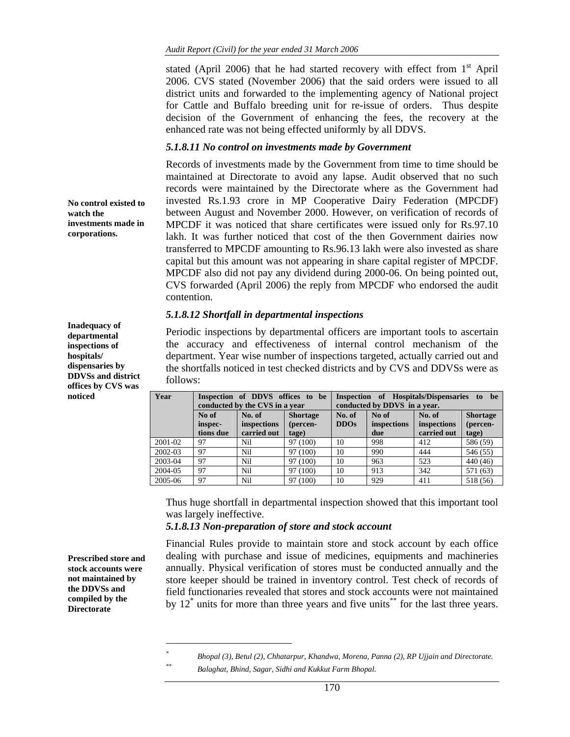stated (April 2006) that he had started recovery with effect from 1st April 2006. CVS stated (November 2006) that the said orders were issued to all district units and forwarded to the implementing agency of National project for Cattle and Buffalo breeding unit for re-issue of orders. Thus despite decision of the Government of enhancing the fees, the recovery at the enhanced rate was not being effected uniformly by all DDVS.

### *5.1.8.11 No control on investments made by Government*

**No control existed to watch the investments made in corporations.**

Records of investments made by the Government from time to time should be maintained at Directorate to avoid any lapse. Audit observed that no such records were maintained by the Directorate where as the Government had invested Rs.1.93 crore in MP Cooperative Dairy Federation (MPCDF) between August and November 2000. However, on verification of records of MPCDF it was noticed that share certificates were issued only for Rs.97.10 lakh. It was further noticed that cost of the then Government dairies now transferred to MPCDF amounting to Rs.96.13 lakh were also invested as share capital but this amount was not appearing in share capital register of MPCDF. MPCDF also did not pay any dividend during 2000-06. On being pointed out, CVS forwarded (April 2006) the reply from MPCDF who endorsed the audit contention.

### *5.1.8.12 Shortfall in departmental inspections*

**Inadequacy of departmental inspections of hospitals/ dispensaries by DDVSs and district offices by CVS was noticed**

Periodic inspections by departmental officers are important tools to ascertain the accuracy and effectiveness of internal control mechanism of the department. Year wise number of inspections targeted, actually carried out and the shortfalls noticed in test checked districts and by CVS and DDVSs were as follows:

| Year | Inspection of DDVS offices to be conducted by the CVS in a year | | | Inspection of Hospitals/Dispensaries to be conducted by DDVS in a year. | | | |
|---|---|---|---|---|---|---|---|
| | No of inspec-tions due | No. of inspections carried out | Shortage (percen-tage) | No. of DDOs | No of inspections due | No. of inspections carried out | Shortage (percen-tage) |
| 2001-02 | 97 | Nil | 97 (100) | 10 | 998 | 412 | 586 (59) |
| 2002-03 | 97 | Nil | 97 (100) | 10 | 990 | 444 | 546 (55) |
| 2003-04 | 97 | Nil | 97 (100) | 10 | 963 | 523 | 440 (46) |
| 2004-05 | 97 | Nil | 97 (100) | 10 | 913 | 342 | 571 (63) |
| 2005-06 | 97 | Nil | 97 (100) | 10 | 929 | 411 | 518 (56) |

Thus huge shortfall in departmental inspection showed that this important tool was largely ineffective.

### *5.1.8.13 Non-preparation of store and stock account*

**Prescribed store and stock accounts were not maintained by the DDVSs and compiled by the Directorate**

Financial Rules provide to maintain store and stock account by each office dealing with purchase and issue of medicines, equipments and machineries annually. Physical verification of stores must be conducted annually and the store keeper should be trained in inventory control. Test check of records of field functionaries revealed that stores and stock accounts were not maintained by 12* units for more than three years and five units** for the last three years.

---

\* *Bhopal (3), Betul (2), Chhatarpur, Khandwa, Morena, Panna (2), RP Ujjain and Directorate.*

\*\* *Balaghat, Bhind, Sagar, Sidhi and Kukkut Farm Bhopal.*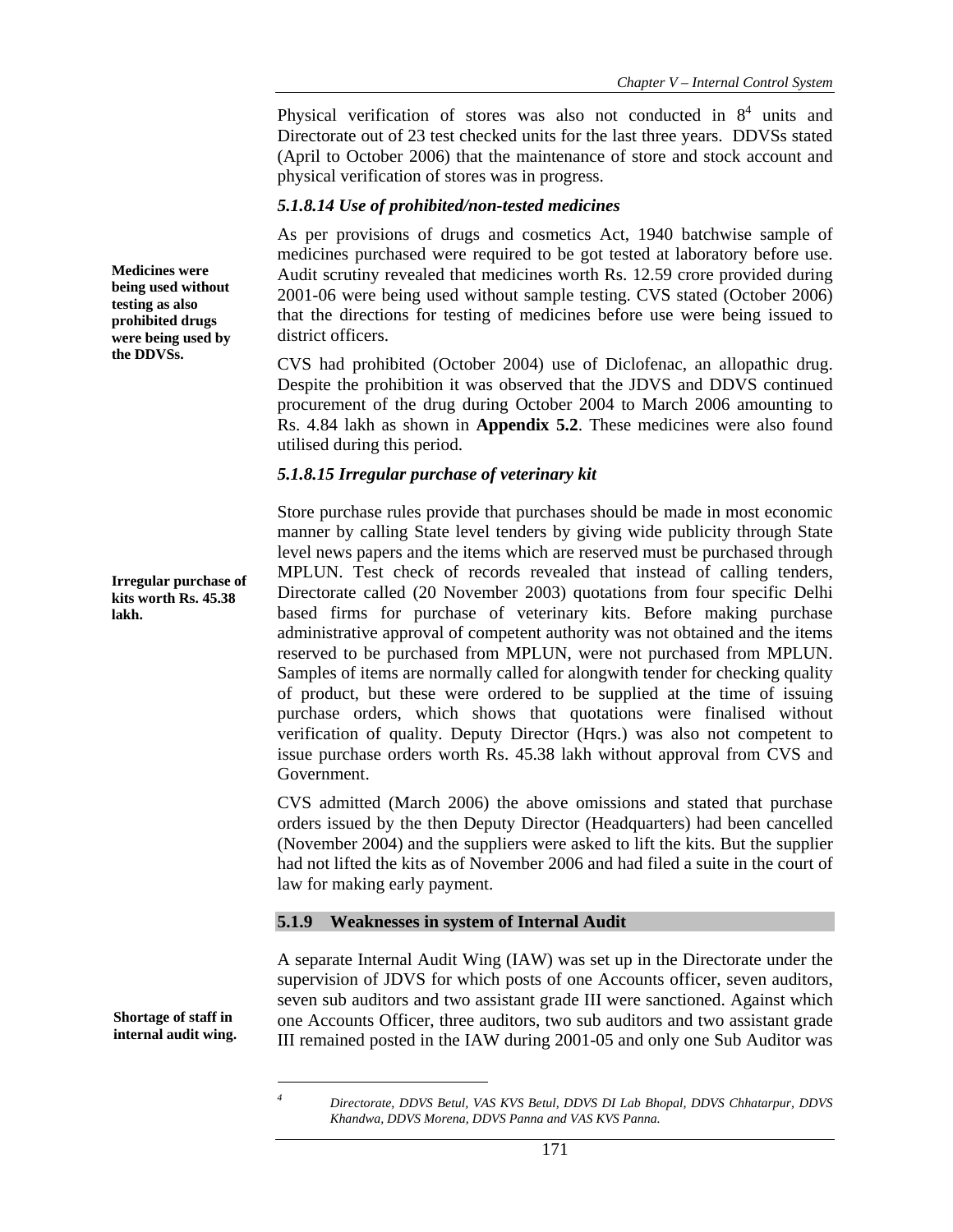Physical verification of stores was also not conducted in 8[4] units and Directorate out of 23 test checked units for the last three years. DDVSs stated (April to October 2006) that the maintenance of store and stock account and physical verification of stores was in progress.

### *5.1.8.14 Use of prohibited/non-tested medicines*

**Medicines were being used without testing as also prohibited drugs were being used by the DDVSs.**

As per provisions of drugs and cosmetics Act, 1940 batchwise sample of medicines purchased were required to be got tested at laboratory before use. Audit scrutiny revealed that medicines worth Rs. 12.59 crore provided during 2001-06 were being used without sample testing. CVS stated (October 2006) that the directions for testing of medicines before use were being issued to district officers.

CVS had prohibited (October 2004) use of Diclofenac, an allopathic drug. Despite the prohibition it was observed that the JDVS and DDVS continued procurement of the drug during October 2004 to March 2006 amounting to Rs. 4.84 lakh as shown in **Appendix 5.2**. These medicines were also found utilised during this period.

### *5.1.8.15 Irregular purchase of veterinary kit*

**Irregular purchase of kits worth Rs. 45.38 lakh.**

Store purchase rules provide that purchases should be made in most economic manner by calling State level tenders by giving wide publicity through State level news papers and the items which are reserved must be purchased through MPLUN. Test check of records revealed that instead of calling tenders, Directorate called (20 November 2003) quotations from four specific Delhi based firms for purchase of veterinary kits. Before making purchase administrative approval of competent authority was not obtained and the items reserved to be purchased from MPLUN, were not purchased from MPLUN. Samples of items are normally called for alongwith tender for checking quality of product, but these were ordered to be supplied at the time of issuing purchase orders, which shows that quotations were finalised without verification of quality. Deputy Director (Hqrs.) was also not competent to issue purchase orders worth Rs. 45.38 lakh without approval from CVS and Government.

CVS admitted (March 2006) the above omissions and stated that purchase orders issued by the then Deputy Director (Headquarters) had been cancelled (November 2004) and the suppliers were asked to lift the kits. But the supplier had not lifted the kits as of November 2006 and had filed a suite in the court of law for making early payment.

## 5.1.9 Weaknesses in system of Internal Audit

**Shortage of staff in internal audit wing.**

A separate Internal Audit Wing (IAW) was set up in the Directorate under the supervision of JDVS for which posts of one Accounts officer, seven auditors, seven sub auditors and two assistant grade III were sanctioned. Against which one Accounts Officer, three auditors, two sub auditors and two assistant grade III remained posted in the IAW during 2001-05 and only one Sub Auditor was

---

[4] *Directorate, DDVS Betul, VAS KVS Betul, DDVS DI Lab Bhopal, DDVS Chhatarpur, DDVS Khandwa, DDVS Morena, DDVS Panna and VAS KVS Panna.*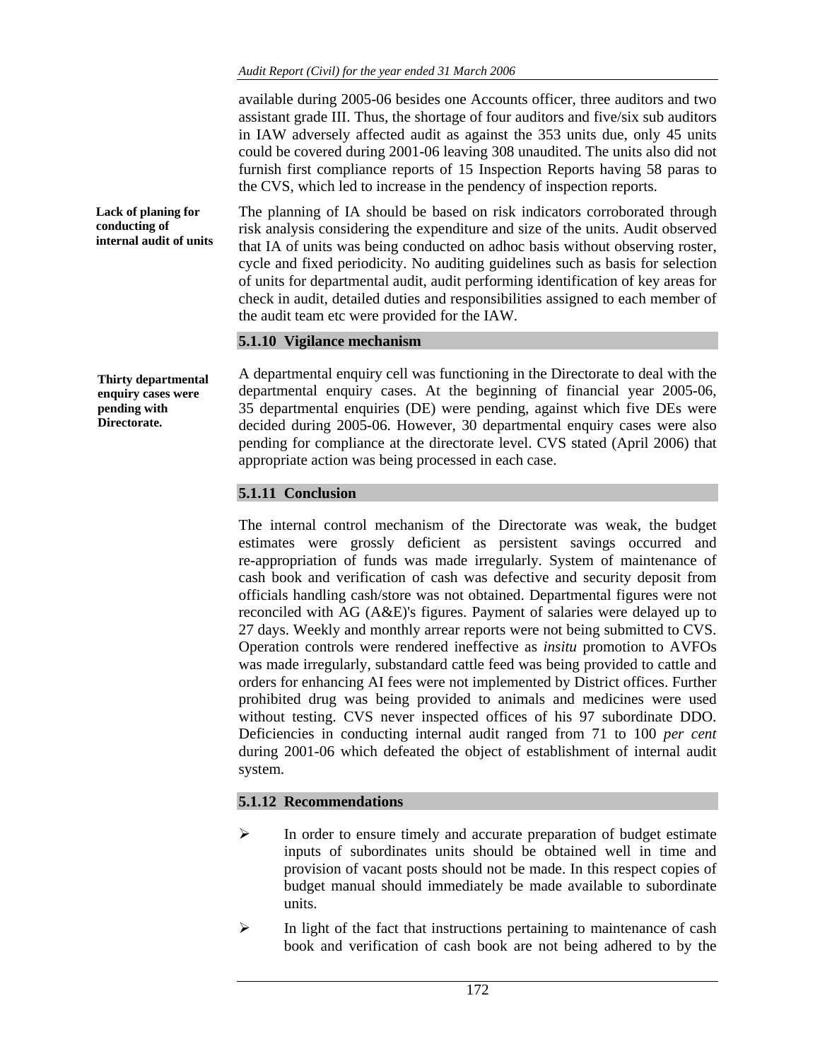available during 2005-06 besides one Accounts officer, three auditors and two assistant grade III. Thus, the shortage of four auditors and five/six sub auditors in IAW adversely affected audit as against the 353 units due, only 45 units could be covered during 2001-06 leaving 308 unaudited. The units also did not furnish first compliance reports of 15 Inspection Reports having 58 paras to the CVS, which led to increase in the pendency of inspection reports.

**Lack of planing for conducting of internal audit of units**

The planning of IA should be based on risk indicators corroborated through risk analysis considering the expenditure and size of the units. Audit observed that IA of units was being conducted on adhoc basis without observing roster, cycle and fixed periodicity. No auditing guidelines such as basis for selection of units for departmental audit, audit performing identification of key areas for check in audit, detailed duties and responsibilities assigned to each member of the audit team etc were provided for the IAW.

### 5.1.10 Vigilance mechanism

**Thirty departmental enquiry cases were pending with Directorate.**

A departmental enquiry cell was functioning in the Directorate to deal with the departmental enquiry cases. At the beginning of financial year 2005-06, 35 departmental enquiries (DE) were pending, against which five DEs were decided during 2005-06. However, 30 departmental enquiry cases were also pending for compliance at the directorate level. CVS stated (April 2006) that appropriate action was being processed in each case.

### 5.1.11 Conclusion

The internal control mechanism of the Directorate was weak, the budget estimates were grossly deficient as persistent savings occurred and re-appropriation of funds was made irregularly. System of maintenance of cash book and verification of cash was defective and security deposit from officials handling cash/store was not obtained. Departmental figures were not reconciled with AG (A&E)'s figures. Payment of salaries were delayed up to 27 days. Weekly and monthly arrear reports were not being submitted to CVS. Operation controls were rendered ineffective as *insitu* promotion to AVFOs was made irregularly, substandard cattle feed was being provided to cattle and orders for enhancing AI fees were not implemented by District offices. Further prohibited drug was being provided to animals and medicines were used without testing. CVS never inspected offices of his 97 subordinate DDO. Deficiencies in conducting internal audit ranged from 71 to 100 *per cent* during 2001-06 which defeated the object of establishment of internal audit system.

### 5.1.12 Recommendations

- In order to ensure timely and accurate preparation of budget estimate inputs of subordinates units should be obtained well in time and provision of vacant posts should not be made. In this respect copies of budget manual should immediately be made available to subordinate units.
- In light of the fact that instructions pertaining to maintenance of cash book and verification of cash book are not being adhered to by the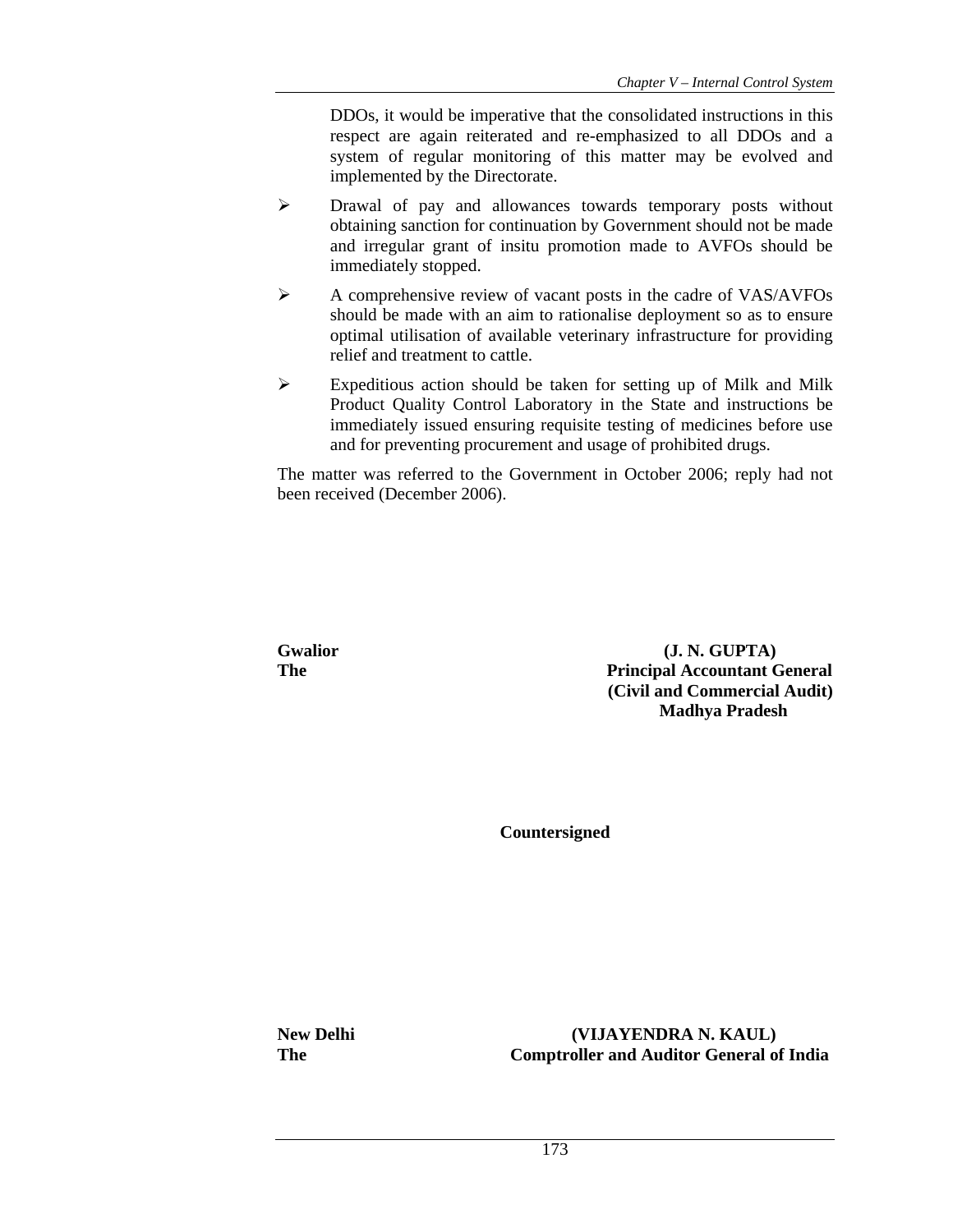DDOs, it would be imperative that the consolidated instructions in this respect are again reiterated and re-emphasized to all DDOs and a system of regular monitoring of this matter may be evolved and implemented by the Directorate.

- Drawal of pay and allowances towards temporary posts without obtaining sanction for continuation by Government should not be made and irregular grant of insitu promotion made to AVFOs should be immediately stopped.
- A comprehensive review of vacant posts in the cadre of VAS/AVFOs should be made with an aim to rationalise deployment so as to ensure optimal utilisation of available veterinary infrastructure for providing relief and treatment to cattle.
- Expeditious action should be taken for setting up of Milk and Milk Product Quality Control Laboratory in the State and instructions be immediately issued ensuring requisite testing of medicines before use and for preventing procurement and usage of prohibited drugs.

The matter was referred to the Government in October 2006; reply had not been received (December 2006).

**Gwalior**
**The**

**(J. N. GUPTA)**
**Principal Accountant General**
**(Civil and Commercial Audit)**
**Madhya Pradesh**

**Countersigned**

**New Delhi**
**The**

**(VIJAYENDRA N. KAUL)**
**Comptroller and Auditor General of India**